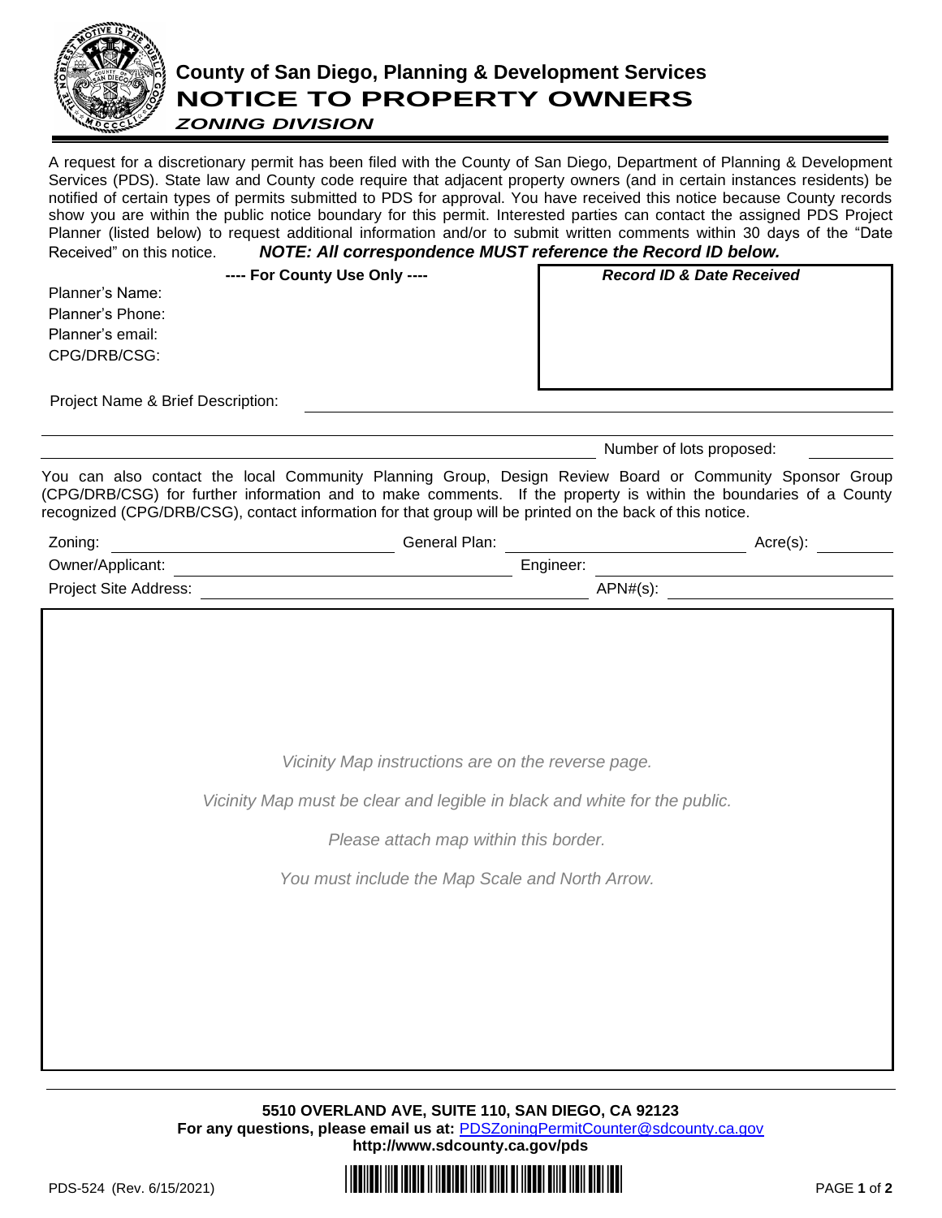# County of San Diego, Planning & Development Services

## NOTICE TO PROPERTY OWNERS

### *ZONING DIVISION*

A request for a discretionary permit has been filed with the County of San Diego, Department of Planning & Development Services (PDS). State law and County code require that adjacent property owners (and in certain instances residents) be notified of certain types of permits submitted to PDS for approval. You have received this notice because County records show you are within the public notice boundary for this permit. Interested parties can contact the assigned PDS Project Planner (listed below) to request additional information and/or to submit written comments within 30 days of the "Date Received" on this notice. ***NOTE: All correspondence MUST reference the Record ID below.***

**---- For County Use Only ----**

Planner's Name:

Planner's Phone:

Planner's email:

CPG/DRB/CSG:

***Record ID & Date Received***

Project Name & Brief Description: ______________________________

______________________________ Number of lots proposed: ________

You can also contact the local Community Planning Group, Design Review Board or Community Sponsor Group (CPG/DRB/CSG) for further information and to make comments. If the property is within the boundaries of a County recognized (CPG/DRB/CSG), contact information for that group will be printed on the back of this notice.

Zoning: ____________ General Plan: ____________ Acre(s): ________

Owner/Applicant: ____________ Engineer: ____________

Project Site Address: ____________ APN#(s): ____________

*Vicinity Map instructions are on the reverse page.*

*Vicinity Map must be clear and legible in black and white for the public.*

*Please attach map within this border.*

*You must include the Map Scale and North Arrow.*

**5510 OVERLAND AVE, SUITE 110, SAN DIEGO, CA 92123**

**For any questions, please email us at:** PDSZoningPermitCounter@sdcounty.ca.gov

**http://www.sdcounty.ca.gov/pds**

PDS-524 (Rev. 6/15/2021)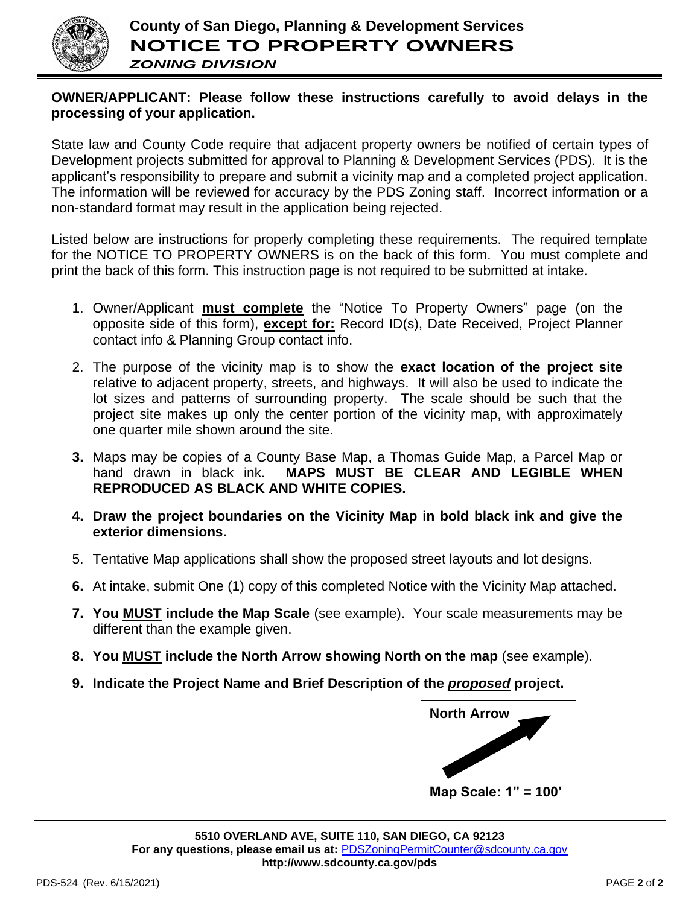# County of San Diego, Planning & Development Services

# NOTICE TO PROPERTY OWNERS

***ZONING DIVISION***

**OWNER/APPLICANT: Please follow these instructions carefully to avoid delays in the processing of your application.**

State law and County Code require that adjacent property owners be notified of certain types of Development projects submitted for approval to Planning & Development Services (PDS). It is the applicant's responsibility to prepare and submit a vicinity map and a completed project application. The information will be reviewed for accuracy by the PDS Zoning staff. Incorrect information or a non-standard format may result in the application being rejected.

Listed below are instructions for properly completing these requirements. The required template for the NOTICE TO PROPERTY OWNERS is on the back of this form. You must complete and print the back of this form. This instruction page is not required to be submitted at intake.

1. Owner/Applicant **must complete** the "Notice To Property Owners" page (on the opposite side of this form), **except for:** Record ID(s), Date Received, Project Planner contact info & Planning Group contact info.
2. The purpose of the vicinity map is to show the **exact location of the project site** relative to adjacent property, streets, and highways. It will also be used to indicate the lot sizes and patterns of surrounding property. The scale should be such that the project site makes up only the center portion of the vicinity map, with approximately one quarter mile shown around the site.
3. Maps may be copies of a County Base Map, a Thomas Guide Map, a Parcel Map or hand drawn in black ink. **MAPS MUST BE CLEAR AND LEGIBLE WHEN REPRODUCED AS BLACK AND WHITE COPIES.**
4. **Draw the project boundaries on the Vicinity Map in bold black ink and give the exterior dimensions.**
5. Tentative Map applications shall show the proposed street layouts and lot designs.
6. At intake, submit One (1) copy of this completed Notice with the Vicinity Map attached.
7. **You MUST include the Map Scale** (see example). Your scale measurements may be different than the example given.
8. **You MUST include the North Arrow showing North on the map** (see example).
9. **Indicate the Project Name and Brief Description of the *proposed* project.**

**North Arrow**

**Map Scale: 1" = 100'**

**5510 OVERLAND AVE, SUITE 110, SAN DIEGO, CA 92123**
**For any questions, please email us at:** PDSZoningPermitCounter@sdcounty.ca.gov
**http://www.sdcounty.ca.gov/pds**

PDS-524 (Rev. 6/15/2021)